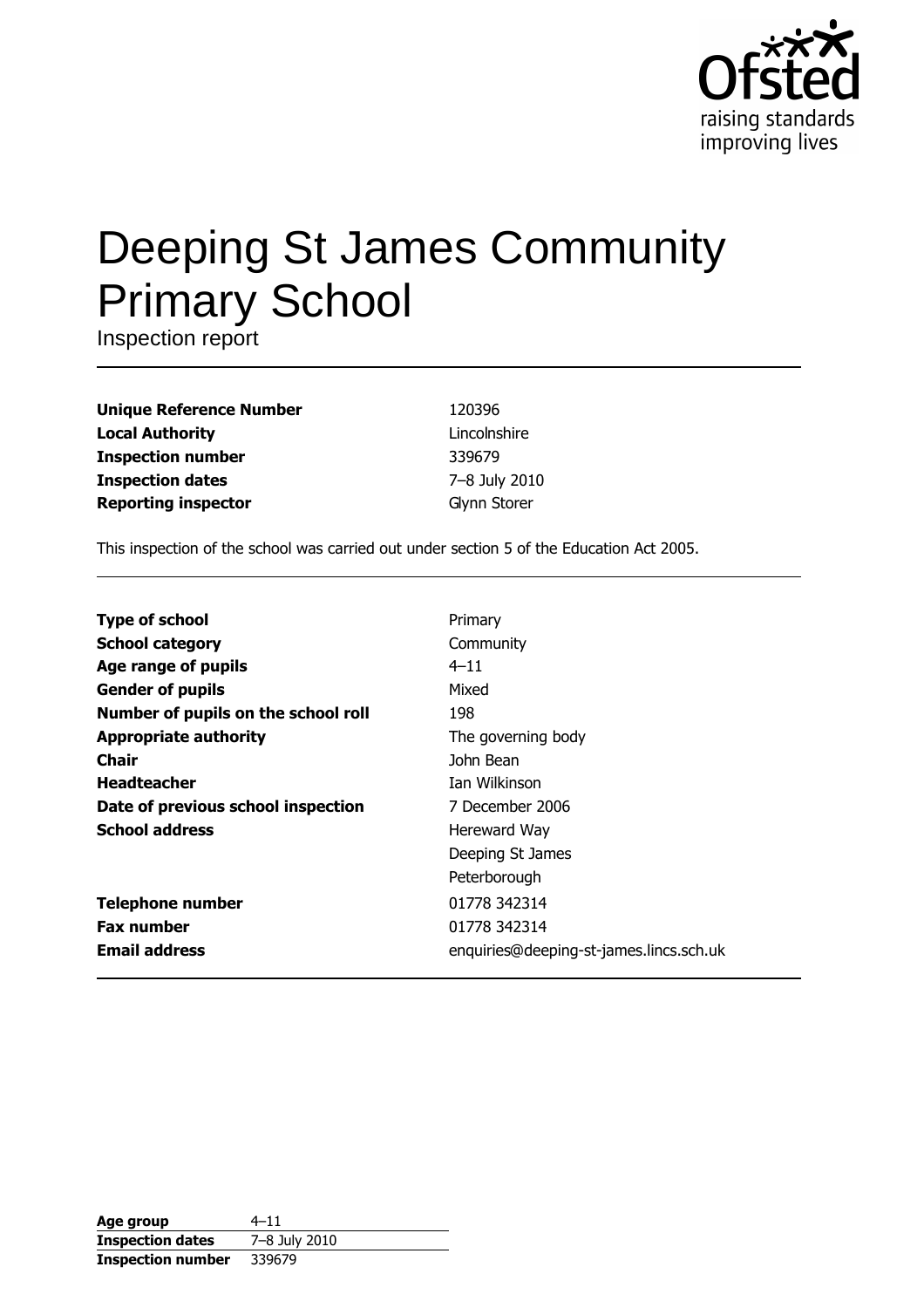# Deeping St James Community Primary School

Inspection report

| | |
|---|---|
| **Unique Reference Number** | 120396 |
| **Local Authority** | Lincolnshire |
| **Inspection number** | 339679 |
| **Inspection dates** | 7–8 July 2010 |
| **Reporting inspector** | Glynn Storer |

This inspection of the school was carried out under section 5 of the Education Act 2005.

| | |
|---|---|
| **Type of school** | Primary |
| **School category** | Community |
| **Age range of pupils** | 4–11 |
| **Gender of pupils** | Mixed |
| **Number of pupils on the school roll** | 198 |
| **Appropriate authority** | The governing body |
| **Chair** | John Bean |
| **Headteacher** | Ian Wilkinson |
| **Date of previous school inspection** | 7 December 2006 |
| **School address** | Hereward Way<br>Deeping St James<br>Peterborough |
| **Telephone number** | 01778 342314 |
| **Fax number** | 01778 342314 |
| **Email address** | enquiries@deeping-st-james.lincs.sch.uk |

| | |
|---|---|
| **Age group** | 4–11 |
| **Inspection dates** | 7–8 July 2010 |
| **Inspection number** | 339679 |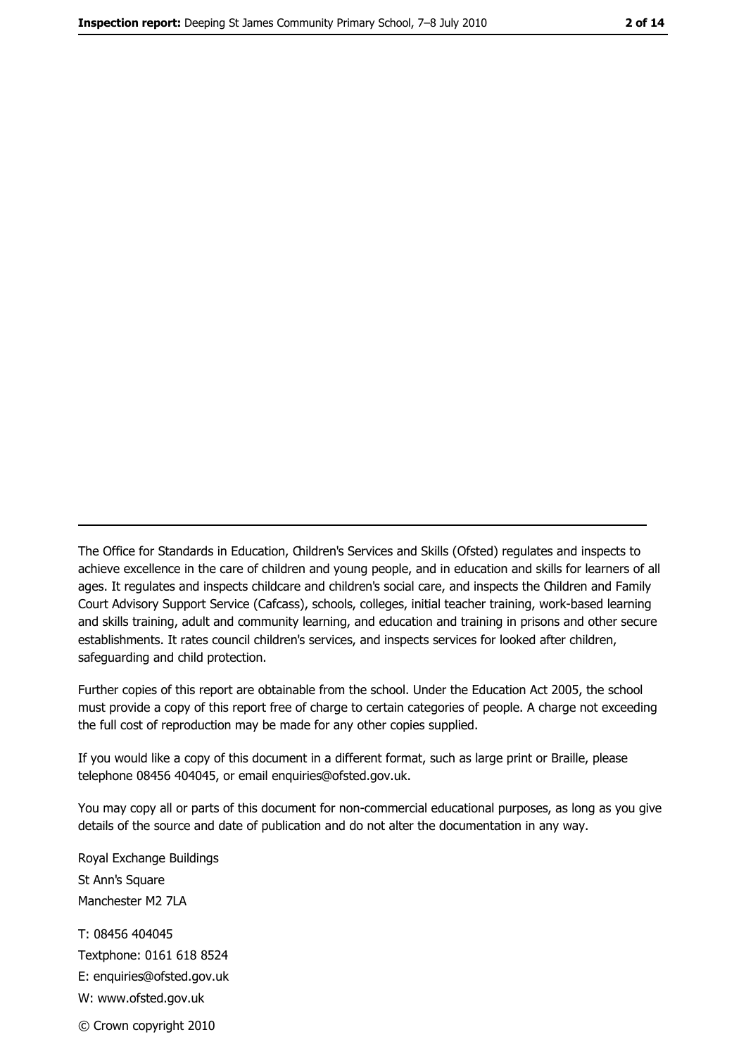The Office for Standards in Education, Children's Services and Skills (Ofsted) regulates and inspects to achieve excellence in the care of children and young people, and in education and skills for learners of all ages. It regulates and inspects childcare and children's social care, and inspects the Children and Family Court Advisory Support Service (Cafcass), schools, colleges, initial teacher training, work-based learning and skills training, adult and community learning, and education and training in prisons and other secure establishments. It rates council children's services, and inspects services for looked after children, safeguarding and child protection.

Further copies of this report are obtainable from the school. Under the Education Act 2005, the school must provide a copy of this report free of charge to certain categories of people. A charge not exceeding the full cost of reproduction may be made for any other copies supplied.

If you would like a copy of this document in a different format, such as large print or Braille, please telephone 08456 404045, or email enquiries@ofsted.gov.uk.

You may copy all or parts of this document for non-commercial educational purposes, as long as you give details of the source and date of publication and do not alter the documentation in any way.

Royal Exchange Buildings
St Ann's Square
Manchester M2 7LA

T: 08456 404045
Textphone: 0161 618 8524
E: enquiries@ofsted.gov.uk
W: www.ofsted.gov.uk

© Crown copyright 2010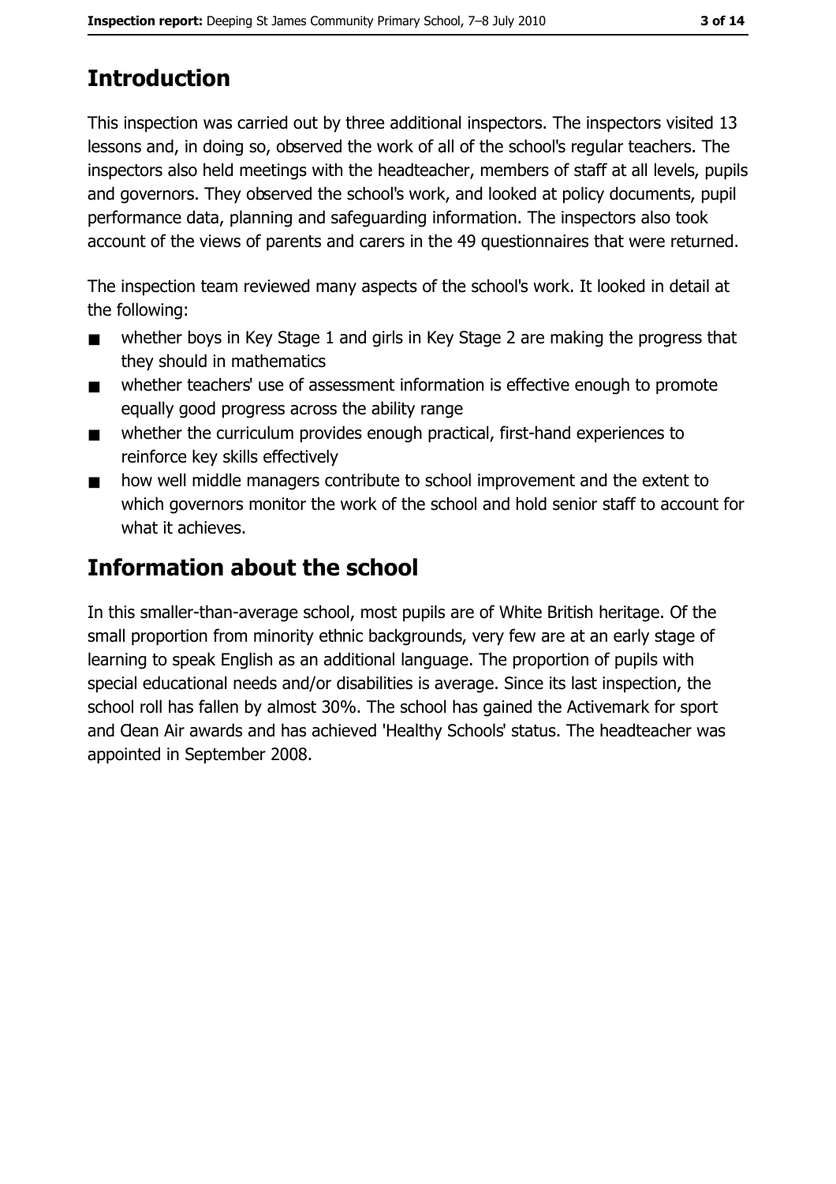## Introduction

This inspection was carried out by three additional inspectors. The inspectors visited 13 lessons and, in doing so, observed the work of all of the school's regular teachers. The inspectors also held meetings with the headteacher, members of staff at all levels, pupils and governors. They observed the school's work, and looked at policy documents, pupil performance data, planning and safeguarding information. The inspectors also took account of the views of parents and carers in the 49 questionnaires that were returned.

The inspection team reviewed many aspects of the school's work. It looked in detail at the following:

- whether boys in Key Stage 1 and girls in Key Stage 2 are making the progress that they should in mathematics
- whether teachers' use of assessment information is effective enough to promote equally good progress across the ability range
- whether the curriculum provides enough practical, first-hand experiences to reinforce key skills effectively
- how well middle managers contribute to school improvement and the extent to which governors monitor the work of the school and hold senior staff to account for what it achieves.

## Information about the school

In this smaller-than-average school, most pupils are of White British heritage. Of the small proportion from minority ethnic backgrounds, very few are at an early stage of learning to speak English as an additional language. The proportion of pupils with special educational needs and/or disabilities is average. Since its last inspection, the school roll has fallen by almost 30%. The school has gained the Activemark for sport and Clean Air awards and has achieved 'Healthy Schools' status. The headteacher was appointed in September 2008.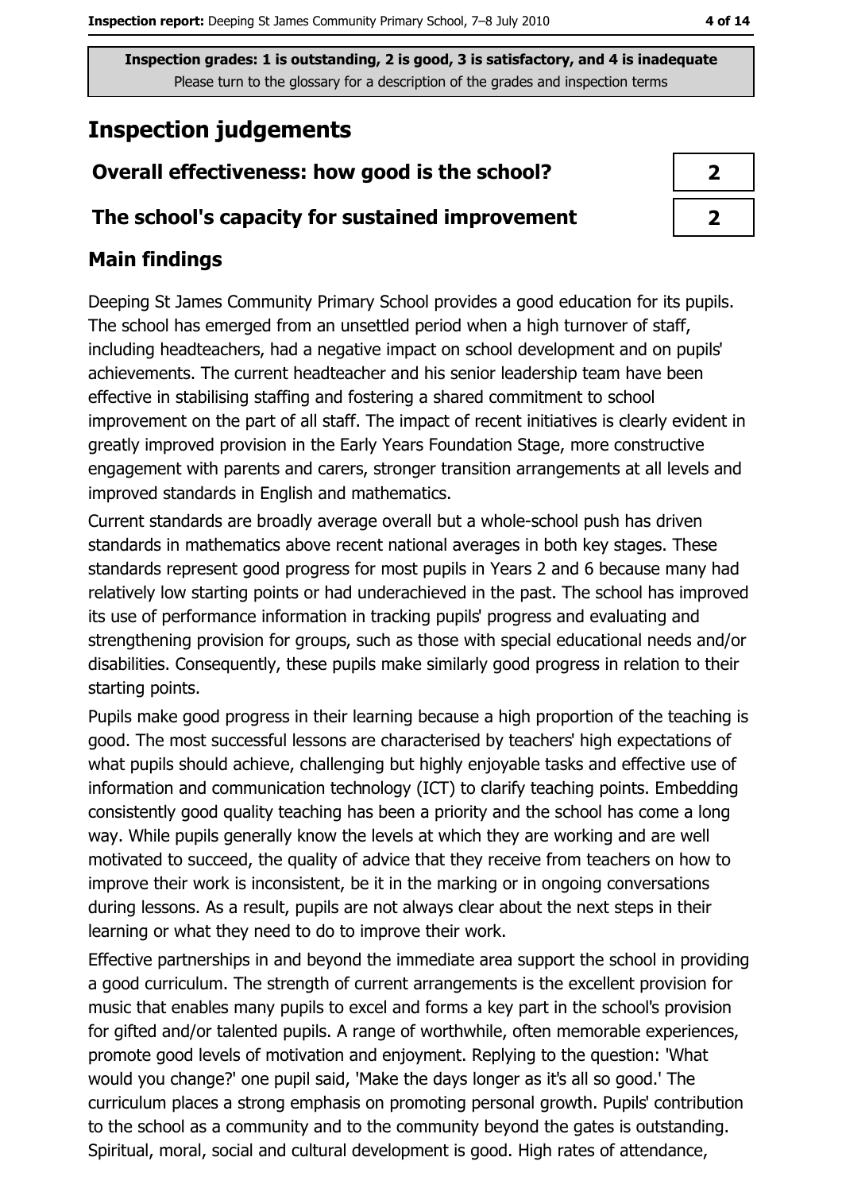**Inspection grades: 1 is outstanding, 2 is good, 3 is satisfactory, and 4 is inadequate**
Please turn to the glossary for a description of the grades and inspection terms

# Inspection judgements

| | |
|---|---|
| **Overall effectiveness: how good is the school?** | **2** |
| **The school's capacity for sustained improvement** | **2** |

## Main findings

Deeping St James Community Primary School provides a good education for its pupils. The school has emerged from an unsettled period when a high turnover of staff, including headteachers, had a negative impact on school development and on pupils' achievements. The current headteacher and his senior leadership team have been effective in stabilising staffing and fostering a shared commitment to school improvement on the part of all staff. The impact of recent initiatives is clearly evident in greatly improved provision in the Early Years Foundation Stage, more constructive engagement with parents and carers, stronger transition arrangements at all levels and improved standards in English and mathematics.

Current standards are broadly average overall but a whole-school push has driven standards in mathematics above recent national averages in both key stages. These standards represent good progress for most pupils in Years 2 and 6 because many had relatively low starting points or had underachieved in the past. The school has improved its use of performance information in tracking pupils' progress and evaluating and strengthening provision for groups, such as those with special educational needs and/or disabilities. Consequently, these pupils make similarly good progress in relation to their starting points.

Pupils make good progress in their learning because a high proportion of the teaching is good. The most successful lessons are characterised by teachers' high expectations of what pupils should achieve, challenging but highly enjoyable tasks and effective use of information and communication technology (ICT) to clarify teaching points. Embedding consistently good quality teaching has been a priority and the school has come a long way. While pupils generally know the levels at which they are working and are well motivated to succeed, the quality of advice that they receive from teachers on how to improve their work is inconsistent, be it in the marking or in ongoing conversations during lessons. As a result, pupils are not always clear about the next steps in their learning or what they need to do to improve their work.

Effective partnerships in and beyond the immediate area support the school in providing a good curriculum. The strength of current arrangements is the excellent provision for music that enables many pupils to excel and forms a key part in the school's provision for gifted and/or talented pupils. A range of worthwhile, often memorable experiences, promote good levels of motivation and enjoyment. Replying to the question: 'What would you change?' one pupil said, 'Make the days longer as it's all so good.' The curriculum places a strong emphasis on promoting personal growth. Pupils' contribution to the school as a community and to the community beyond the gates is outstanding. Spiritual, moral, social and cultural development is good. High rates of attendance,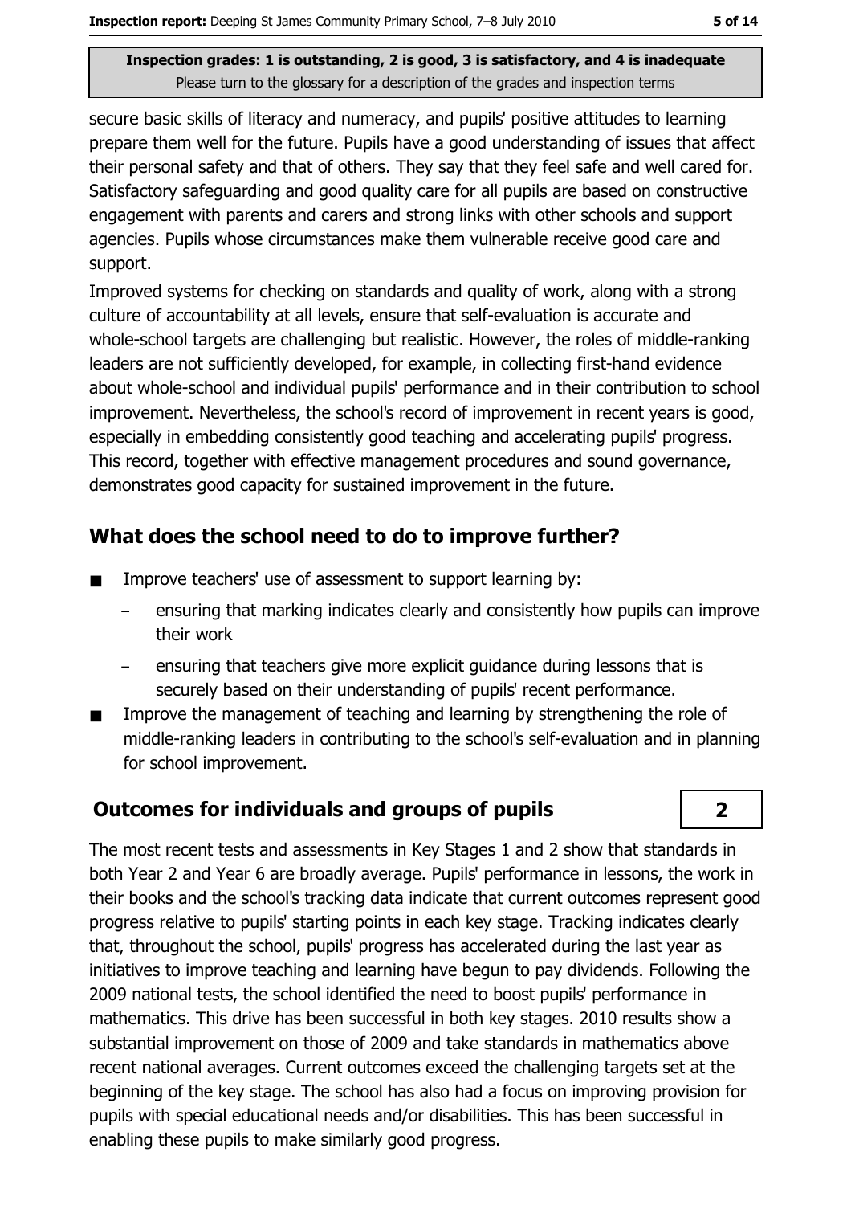secure basic skills of literacy and numeracy, and pupils' positive attitudes to learning prepare them well for the future. Pupils have a good understanding of issues that affect their personal safety and that of others. They say that they feel safe and well cared for. Satisfactory safeguarding and good quality care for all pupils are based on constructive engagement with parents and carers and strong links with other schools and support agencies. Pupils whose circumstances make them vulnerable receive good care and support.

Improved systems for checking on standards and quality of work, along with a strong culture of accountability at all levels, ensure that self-evaluation is accurate and whole-school targets are challenging but realistic. However, the roles of middle-ranking leaders are not sufficiently developed, for example, in collecting first-hand evidence about whole-school and individual pupils' performance and in their contribution to school improvement. Nevertheless, the school's record of improvement in recent years is good, especially in embedding consistently good teaching and accelerating pupils' progress. This record, together with effective management procedures and sound governance, demonstrates good capacity for sustained improvement in the future.

## What does the school need to do to improve further?

- Improve teachers' use of assessment to support learning by:
  - ensuring that marking indicates clearly and consistently how pupils can improve their work
  - ensuring that teachers give more explicit guidance during lessons that is securely based on their understanding of pupils' recent performance.
- Improve the management of teaching and learning by strengthening the role of middle-ranking leaders in contributing to the school's self-evaluation and in planning for school improvement.

## Outcomes for individuals and groups of pupils — 2

The most recent tests and assessments in Key Stages 1 and 2 show that standards in both Year 2 and Year 6 are broadly average. Pupils' performance in lessons, the work in their books and the school's tracking data indicate that current outcomes represent good progress relative to pupils' starting points in each key stage. Tracking indicates clearly that, throughout the school, pupils' progress has accelerated during the last year as initiatives to improve teaching and learning have begun to pay dividends. Following the 2009 national tests, the school identified the need to boost pupils' performance in mathematics. This drive has been successful in both key stages. 2010 results show a substantial improvement on those of 2009 and take standards in mathematics above recent national averages. Current outcomes exceed the challenging targets set at the beginning of the key stage. The school has also had a focus on improving provision for pupils with special educational needs and/or disabilities. This has been successful in enabling these pupils to make similarly good progress.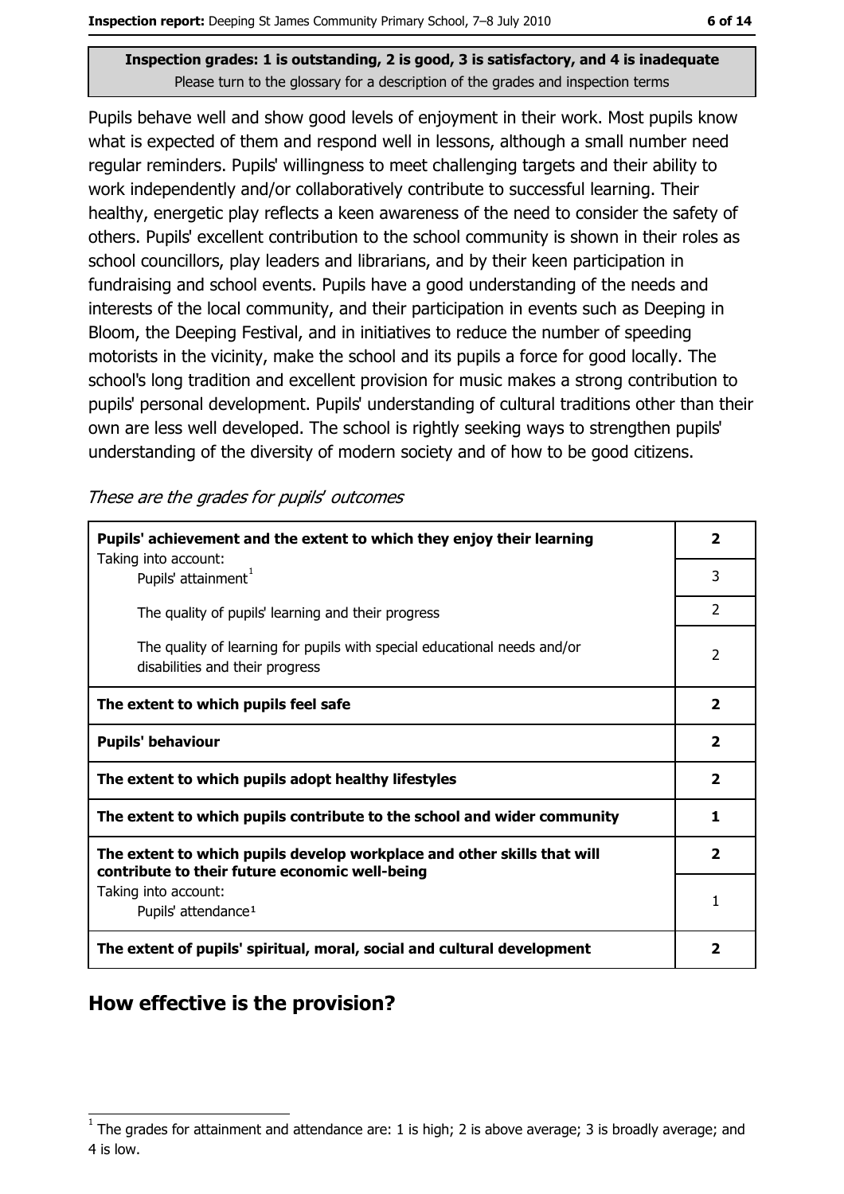Inspection grades: 1 is outstanding, 2 is good, 3 is satisfactory, and 4 is inadequate
Please turn to the glossary for a description of the grades and inspection terms

Pupils behave well and show good levels of enjoyment in their work. Most pupils know what is expected of them and respond well in lessons, although a small number need regular reminders. Pupils' willingness to meet challenging targets and their ability to work independently and/or collaboratively contribute to successful learning. Their healthy, energetic play reflects a keen awareness of the need to consider the safety of others. Pupils' excellent contribution to the school community is shown in their roles as school councillors, play leaders and librarians, and by their keen participation in fundraising and school events. Pupils have a good understanding of the needs and interests of the local community, and their participation in events such as Deeping in Bloom, the Deeping Festival, and in initiatives to reduce the number of speeding motorists in the vicinity, make the school and its pupils a force for good locally. The school's long tradition and excellent provision for music makes a strong contribution to pupils' personal development. Pupils' understanding of cultural traditions other than their own are less well developed. The school is rightly seeking ways to strengthen pupils' understanding of the diversity of modern society and of how to be good citizens.

*These are the grades for pupils' outcomes*

| | |
|---|---|
| **Pupils' achievement and the extent to which they enjoy their learning** | **2** |
| Taking into account: Pupils' attainment[1] | 3 |
| The quality of pupils' learning and their progress | 2 |
| The quality of learning for pupils with special educational needs and/or disabilities and their progress | 2 |
| **The extent to which pupils feel safe** | **2** |
| **Pupils' behaviour** | **2** |
| **The extent to which pupils adopt healthy lifestyles** | **2** |
| **The extent to which pupils contribute to the school and wider community** | **1** |
| **The extent to which pupils develop workplace and other skills that will contribute to their future economic well-being** | **2** |
| Taking into account: Pupils' attendance[1] | 1 |
| **The extent of pupils' spiritual, moral, social and cultural development** | **2** |

## How effective is the provision?

[1] The grades for attainment and attendance are: 1 is high; 2 is above average; 3 is broadly average; and 4 is low.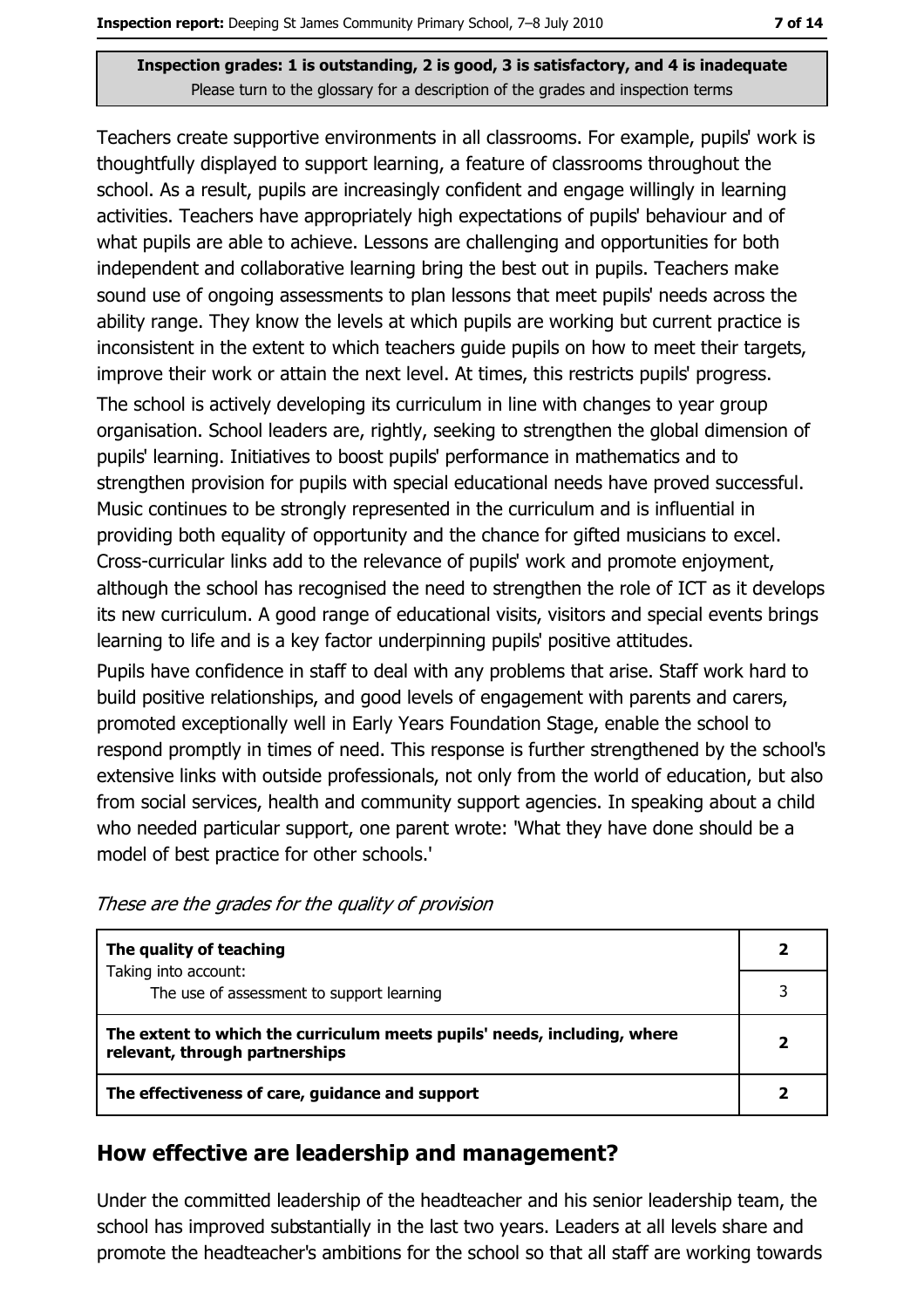Inspection grades: 1 is outstanding, 2 is good, 3 is satisfactory, and 4 is inadequate
Please turn to the glossary for a description of the grades and inspection terms

Teachers create supportive environments in all classrooms. For example, pupils' work is thoughtfully displayed to support learning, a feature of classrooms throughout the school. As a result, pupils are increasingly confident and engage willingly in learning activities. Teachers have appropriately high expectations of pupils' behaviour and of what pupils are able to achieve. Lessons are challenging and opportunities for both independent and collaborative learning bring the best out in pupils. Teachers make sound use of ongoing assessments to plan lessons that meet pupils' needs across the ability range. They know the levels at which pupils are working but current practice is inconsistent in the extent to which teachers guide pupils on how to meet their targets, improve their work or attain the next level. At times, this restricts pupils' progress.

The school is actively developing its curriculum in line with changes to year group organisation. School leaders are, rightly, seeking to strengthen the global dimension of pupils' learning. Initiatives to boost pupils' performance in mathematics and to strengthen provision for pupils with special educational needs have proved successful. Music continues to be strongly represented in the curriculum and is influential in providing both equality of opportunity and the chance for gifted musicians to excel. Cross-curricular links add to the relevance of pupils' work and promote enjoyment, although the school has recognised the need to strengthen the role of ICT as it develops its new curriculum. A good range of educational visits, visitors and special events brings learning to life and is a key factor underpinning pupils' positive attitudes.

Pupils have confidence in staff to deal with any problems that arise. Staff work hard to build positive relationships, and good levels of engagement with parents and carers, promoted exceptionally well in Early Years Foundation Stage, enable the school to respond promptly in times of need. This response is further strengthened by the school's extensive links with outside professionals, not only from the world of education, but also from social services, health and community support agencies. In speaking about a child who needed particular support, one parent wrote: 'What they have done should be a model of best practice for other schools.'

*These are the grades for the quality of provision*

| | |
|---|---|
| **The quality of teaching**<br>Taking into account:<br>The use of assessment to support learning | **2**<br>3 |
| **The extent to which the curriculum meets pupils' needs, including, where relevant, through partnerships** | **2** |
| **The effectiveness of care, guidance and support** | **2** |

## How effective are leadership and management?

Under the committed leadership of the headteacher and his senior leadership team, the school has improved substantially in the last two years. Leaders at all levels share and promote the headteacher's ambitions for the school so that all staff are working towards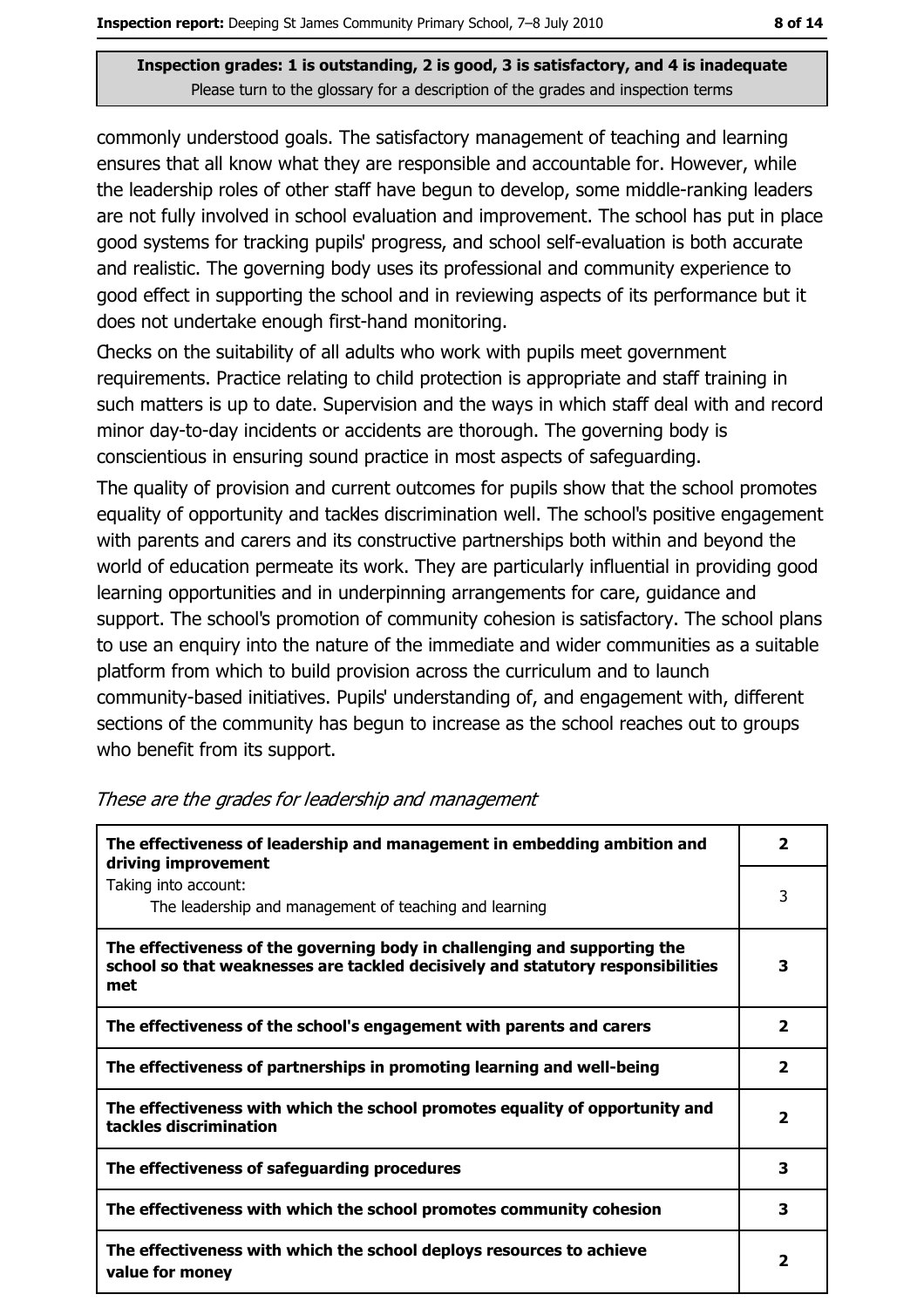**Inspection grades: 1 is outstanding, 2 is good, 3 is satisfactory, and 4 is inadequate**
Please turn to the glossary for a description of the grades and inspection terms

commonly understood goals. The satisfactory management of teaching and learning ensures that all know what they are responsible and accountable for. However, while the leadership roles of other staff have begun to develop, some middle-ranking leaders are not fully involved in school evaluation and improvement. The school has put in place good systems for tracking pupils' progress, and school self-evaluation is both accurate and realistic. The governing body uses its professional and community experience to good effect in supporting the school and in reviewing aspects of its performance but it does not undertake enough first-hand monitoring.

Checks on the suitability of all adults who work with pupils meet government requirements. Practice relating to child protection is appropriate and staff training in such matters is up to date. Supervision and the ways in which staff deal with and record minor day-to-day incidents or accidents are thorough. The governing body is conscientious in ensuring sound practice in most aspects of safeguarding.

The quality of provision and current outcomes for pupils show that the school promotes equality of opportunity and tackles discrimination well. The school's positive engagement with parents and carers and its constructive partnerships both within and beyond the world of education permeate its work. They are particularly influential in providing good learning opportunities and in underpinning arrangements for care, guidance and support. The school's promotion of community cohesion is satisfactory. The school plans to use an enquiry into the nature of the immediate and wider communities as a suitable platform from which to build provision across the curriculum and to launch community-based initiatives. Pupils' understanding of, and engagement with, different sections of the community has begun to increase as the school reaches out to groups who benefit from its support.

*These are the grades for leadership and management*

| | |
|---|---|
| **The effectiveness of leadership and management in embedding ambition and driving improvement** | **2** |
| Taking into account: The leadership and management of teaching and learning | 3 |
| **The effectiveness of the governing body in challenging and supporting the school so that weaknesses are tackled decisively and statutory responsibilities met** | **3** |
| **The effectiveness of the school's engagement with parents and carers** | **2** |
| **The effectiveness of partnerships in promoting learning and well-being** | **2** |
| **The effectiveness with which the school promotes equality of opportunity and tackles discrimination** | **2** |
| **The effectiveness of safeguarding procedures** | **3** |
| **The effectiveness with which the school promotes community cohesion** | **3** |
| **The effectiveness with which the school deploys resources to achieve value for money** | **2** |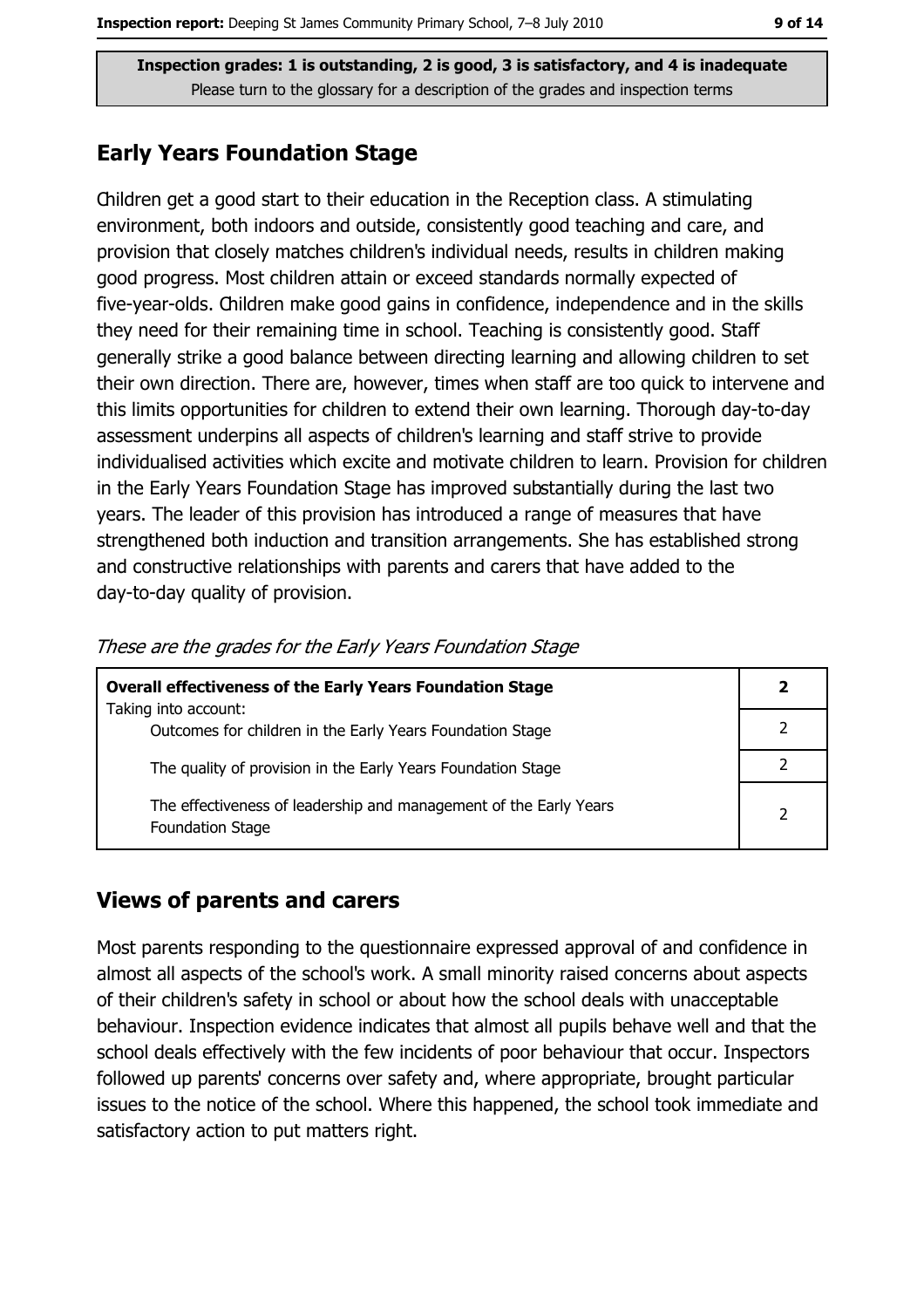**Inspection grades: 1 is outstanding, 2 is good, 3 is satisfactory, and 4 is inadequate**
Please turn to the glossary for a description of the grades and inspection terms

## Early Years Foundation Stage

Children get a good start to their education in the Reception class. A stimulating environment, both indoors and outside, consistently good teaching and care, and provision that closely matches children's individual needs, results in children making good progress. Most children attain or exceed standards normally expected of five-year-olds. Children make good gains in confidence, independence and in the skills they need for their remaining time in school. Teaching is consistently good. Staff generally strike a good balance between directing learning and allowing children to set their own direction. There are, however, times when staff are too quick to intervene and this limits opportunities for children to extend their own learning. Thorough day-to-day assessment underpins all aspects of children's learning and staff strive to provide individualised activities which excite and motivate children to learn. Provision for children in the Early Years Foundation Stage has improved substantially during the last two years. The leader of this provision has introduced a range of measures that have strengthened both induction and transition arrangements. She has established strong and constructive relationships with parents and carers that have added to the day-to-day quality of provision.

*These are the grades for the Early Years Foundation Stage*

| **Overall effectiveness of the Early Years Foundation Stage** | **2** |
|---|---|
| Taking into account: Outcomes for children in the Early Years Foundation Stage | 2 |
| The quality of provision in the Early Years Foundation Stage | 2 |
| The effectiveness of leadership and management of the Early Years Foundation Stage | 2 |

## Views of parents and carers

Most parents responding to the questionnaire expressed approval of and confidence in almost all aspects of the school's work. A small minority raised concerns about aspects of their children's safety in school or about how the school deals with unacceptable behaviour. Inspection evidence indicates that almost all pupils behave well and that the school deals effectively with the few incidents of poor behaviour that occur. Inspectors followed up parents' concerns over safety and, where appropriate, brought particular issues to the notice of the school. Where this happened, the school took immediate and satisfactory action to put matters right.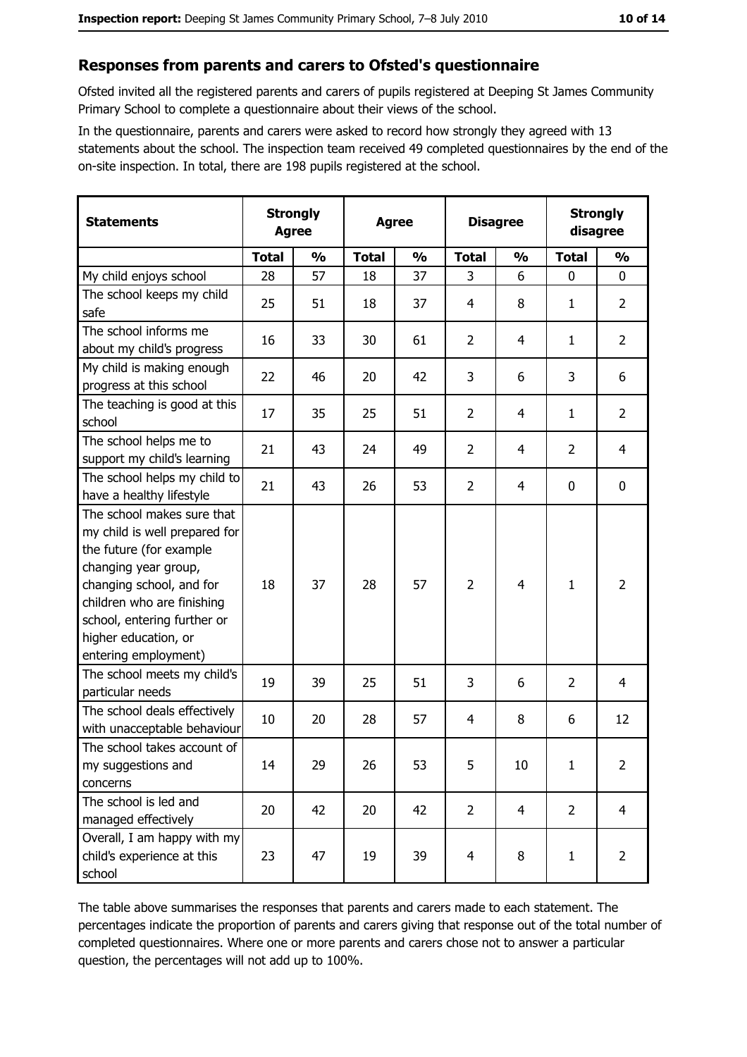## Responses from parents and carers to Ofsted's questionnaire

Ofsted invited all the registered parents and carers of pupils registered at Deeping St James Community Primary School to complete a questionnaire about their views of the school.

In the questionnaire, parents and carers were asked to record how strongly they agreed with 13 statements about the school. The inspection team received 49 completed questionnaires by the end of the on-site inspection. In total, there are 198 pupils registered at the school.

| Statements | Strongly Agree | | Agree | | Disagree | | Strongly disagree | |
|---|---|---|---|---|---|---|---|---|
| | Total | % | Total | % | Total | % | Total | % |
| My child enjoys school | 28 | 57 | 18 | 37 | 3 | 6 | 0 | 0 |
| The school keeps my child safe | 25 | 51 | 18 | 37 | 4 | 8 | 1 | 2 |
| The school informs me about my child's progress | 16 | 33 | 30 | 61 | 2 | 4 | 1 | 2 |
| My child is making enough progress at this school | 22 | 46 | 20 | 42 | 3 | 6 | 3 | 6 |
| The teaching is good at this school | 17 | 35 | 25 | 51 | 2 | 4 | 1 | 2 |
| The school helps me to support my child's learning | 21 | 43 | 24 | 49 | 2 | 4 | 2 | 4 |
| The school helps my child to have a healthy lifestyle | 21 | 43 | 26 | 53 | 2 | 4 | 0 | 0 |
| The school makes sure that my child is well prepared for the future (for example changing year group, changing school, and for children who are finishing school, entering further or higher education, or entering employment) | 18 | 37 | 28 | 57 | 2 | 4 | 1 | 2 |
| The school meets my child's particular needs | 19 | 39 | 25 | 51 | 3 | 6 | 2 | 4 |
| The school deals effectively with unacceptable behaviour | 10 | 20 | 28 | 57 | 4 | 8 | 6 | 12 |
| The school takes account of my suggestions and concerns | 14 | 29 | 26 | 53 | 5 | 10 | 1 | 2 |
| The school is led and managed effectively | 20 | 42 | 20 | 42 | 2 | 4 | 2 | 4 |
| Overall, I am happy with my child's experience at this school | 23 | 47 | 19 | 39 | 4 | 8 | 1 | 2 |

The table above summarises the responses that parents and carers made to each statement. The percentages indicate the proportion of parents and carers giving that response out of the total number of completed questionnaires. Where one or more parents and carers chose not to answer a particular question, the percentages will not add up to 100%.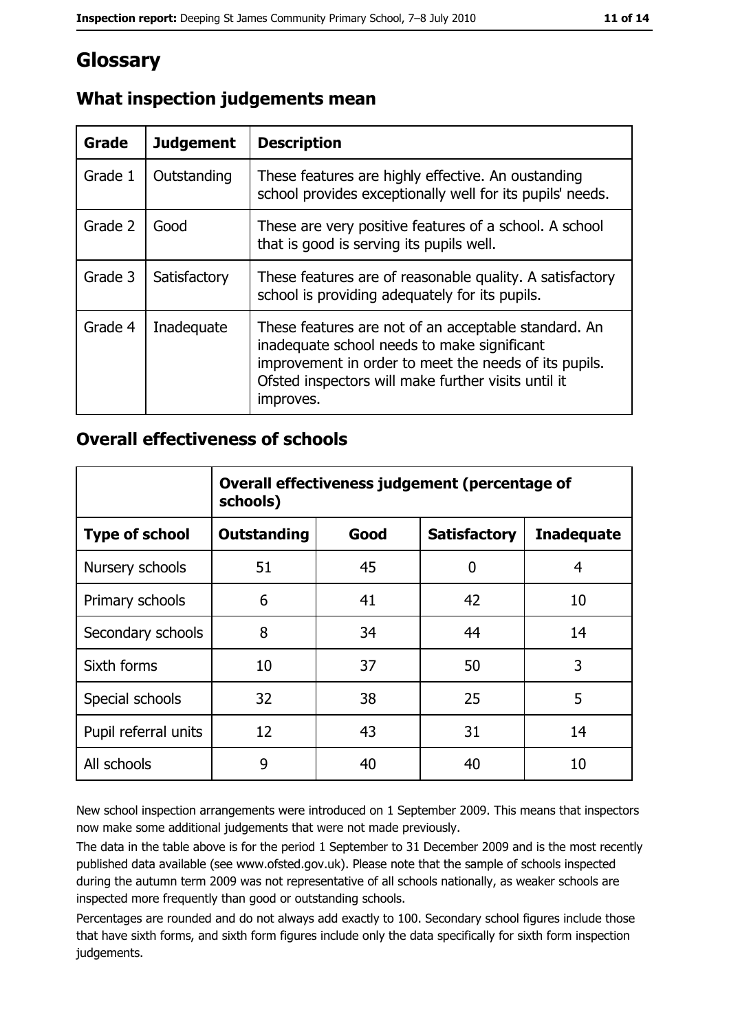# Glossary

## What inspection judgements mean

| Grade | Judgement | Description |
| --- | --- | --- |
| Grade 1 | Outstanding | These features are highly effective. An oustanding school provides exceptionally well for its pupils' needs. |
| Grade 2 | Good | These are very positive features of a school. A school that is good is serving its pupils well. |
| Grade 3 | Satisfactory | These features are of reasonable quality. A satisfactory school is providing adequately for its pupils. |
| Grade 4 | Inadequate | These features are not of an acceptable standard. An inadequate school needs to make significant improvement in order to meet the needs of its pupils. Ofsted inspectors will make further visits until it improves. |

## Overall effectiveness of schools

| | Overall effectiveness judgement (percentage of schools) | | | |
| --- | --- | --- | --- | --- |
| **Type of school** | **Outstanding** | **Good** | **Satisfactory** | **Inadequate** |
| Nursery schools | 51 | 45 | 0 | 4 |
| Primary schools | 6 | 41 | 42 | 10 |
| Secondary schools | 8 | 34 | 44 | 14 |
| Sixth forms | 10 | 37 | 50 | 3 |
| Special schools | 32 | 38 | 25 | 5 |
| Pupil referral units | 12 | 43 | 31 | 14 |
| All schools | 9 | 40 | 40 | 10 |

New school inspection arrangements were introduced on 1 September 2009. This means that inspectors now make some additional judgements that were not made previously.

The data in the table above is for the period 1 September to 31 December 2009 and is the most recently published data available (see www.ofsted.gov.uk). Please note that the sample of schools inspected during the autumn term 2009 was not representative of all schools nationally, as weaker schools are inspected more frequently than good or outstanding schools.

Percentages are rounded and do not always add exactly to 100. Secondary school figures include those that have sixth forms, and sixth form figures include only the data specifically for sixth form inspection judgements.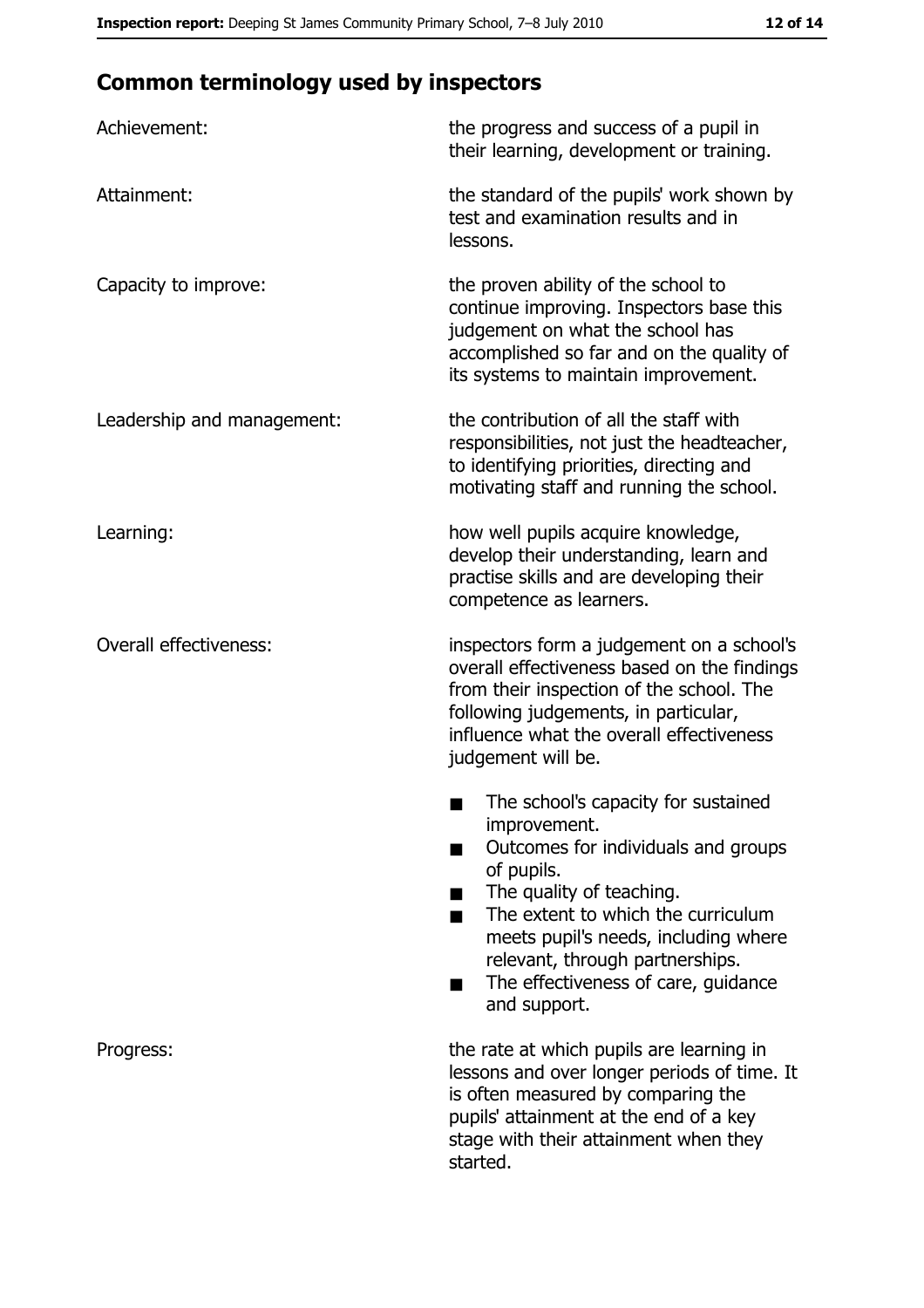## Common terminology used by inspectors

| | |
|---|---|
| Achievement: | the progress and success of a pupil in their learning, development or training. |
| Attainment: | the standard of the pupils' work shown by test and examination results and in lessons. |
| Capacity to improve: | the proven ability of the school to continue improving. Inspectors base this judgement on what the school has accomplished so far and on the quality of its systems to maintain improvement. |
| Leadership and management: | the contribution of all the staff with responsibilities, not just the headteacher, to identifying priorities, directing and motivating staff and running the school. |
| Learning: | how well pupils acquire knowledge, develop their understanding, learn and practise skills and are developing their competence as learners. |
| Overall effectiveness: | inspectors form a judgement on a school's overall effectiveness based on the findings from their inspection of the school. The following judgements, in particular, influence what the overall effectiveness judgement will be.<br>■ The school's capacity for sustained improvement.<br>■ Outcomes for individuals and groups of pupils.<br>■ The quality of teaching.<br>■ The extent to which the curriculum meets pupil's needs, including where relevant, through partnerships.<br>■ The effectiveness of care, guidance and support. |
| Progress: | the rate at which pupils are learning in lessons and over longer periods of time. It is often measured by comparing the pupils' attainment at the end of a key stage with their attainment when they started. |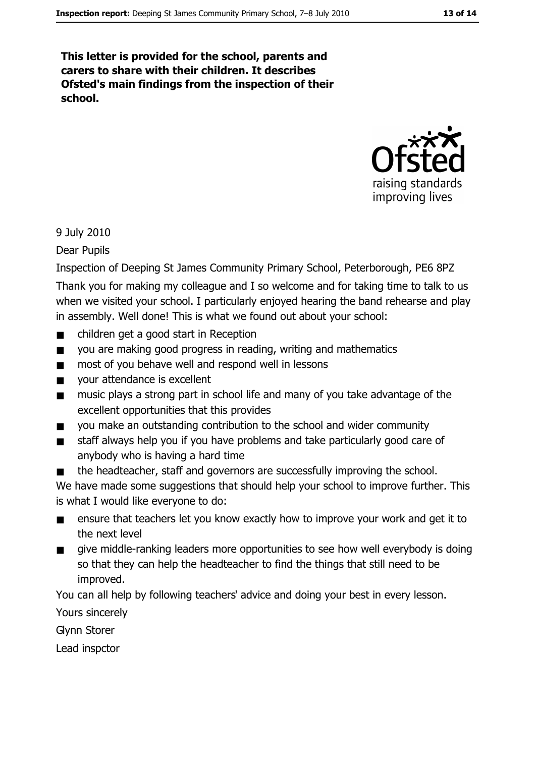**This letter is provided for the school, parents and carers to share with their children. It describes Ofsted's main findings from the inspection of their school.**

9 July 2010

Dear Pupils

Inspection of Deeping St James Community Primary School, Peterborough, PE6 8PZ

Thank you for making my colleague and I so welcome and for taking time to talk to us when we visited your school. I particularly enjoyed hearing the band rehearse and play in assembly. Well done! This is what we found out about your school:

- children get a good start in Reception
- you are making good progress in reading, writing and mathematics
- most of you behave well and respond well in lessons
- your attendance is excellent
- music plays a strong part in school life and many of you take advantage of the excellent opportunities that this provides
- you make an outstanding contribution to the school and wider community
- staff always help you if you have problems and take particularly good care of anybody who is having a hard time
- the headteacher, staff and governors are successfully improving the school.

We have made some suggestions that should help your school to improve further. This is what I would like everyone to do:

- ensure that teachers let you know exactly how to improve your work and get it to the next level
- give middle-ranking leaders more opportunities to see how well everybody is doing so that they can help the headteacher to find the things that still need to be improved.

You can all help by following teachers' advice and doing your best in every lesson.

Yours sincerely

Glynn Storer

Lead inspctor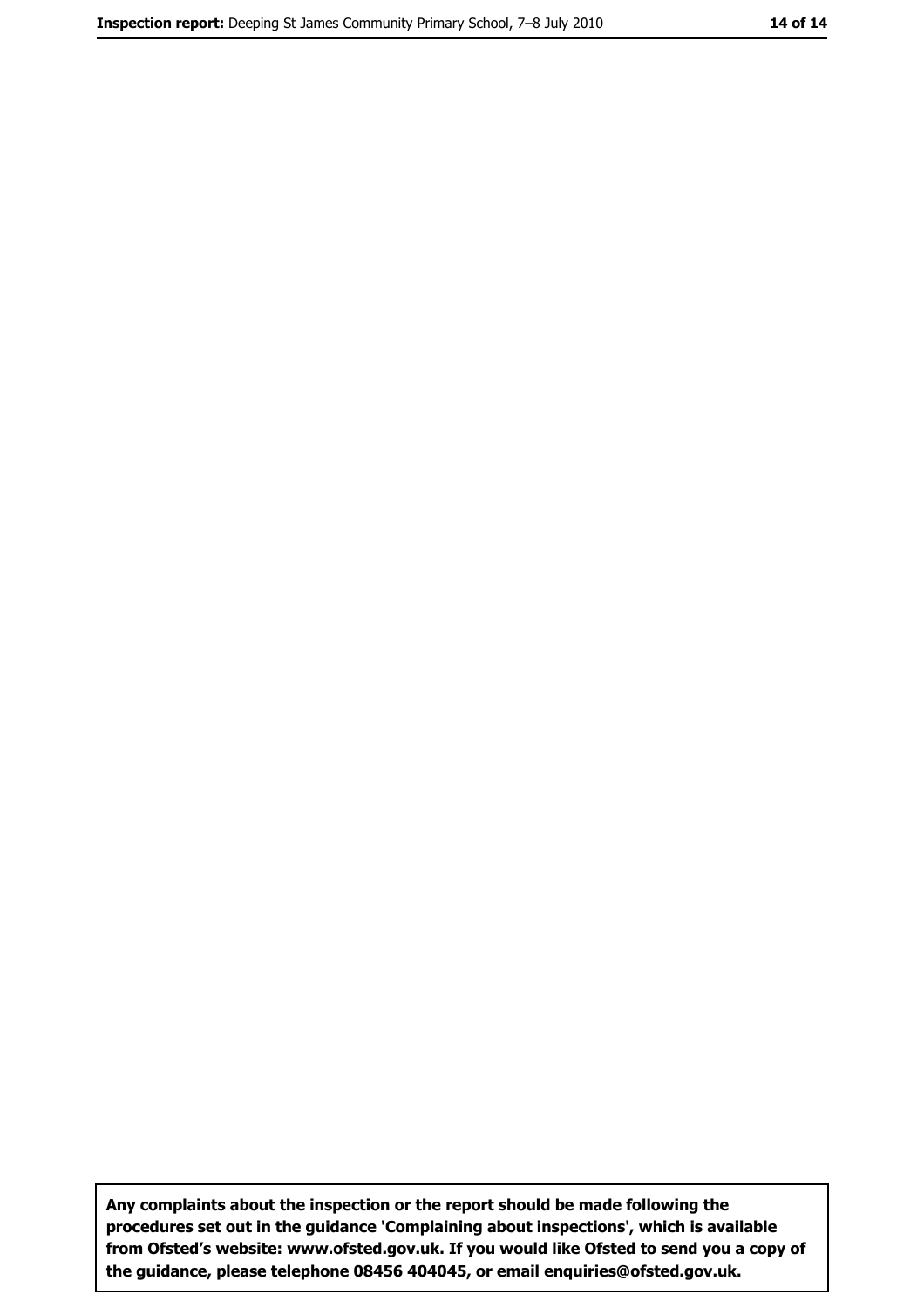**Any complaints about the inspection or the report should be made following the procedures set out in the guidance 'Complaining about inspections', which is available from Ofsted's website: www.ofsted.gov.uk. If you would like Ofsted to send you a copy of the guidance, please telephone 08456 404045, or email enquiries@ofsted.gov.uk.**